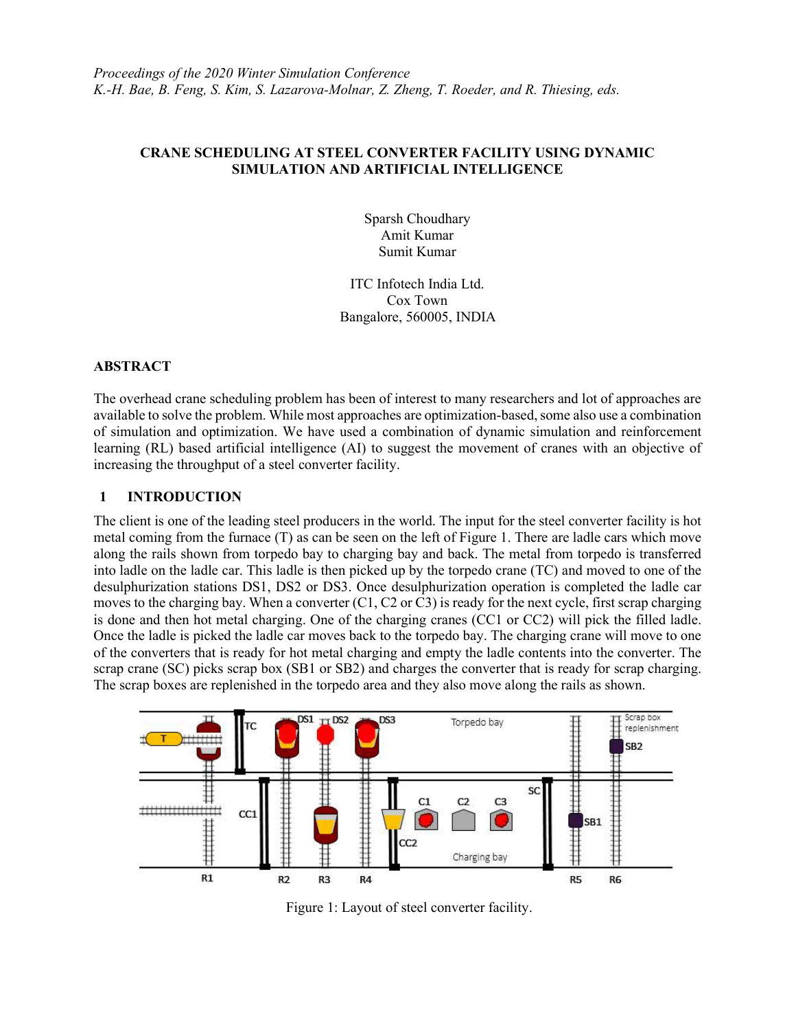*Proceedings of the 2020 Winter Simulation Conference*
*K.-H. Bae, B. Feng, S. Kim, S. Lazarova-Molnar, Z. Zheng, T. Roeder, and R. Thiesing, eds.*

# CRANE SCHEDULING AT STEEL CONVERTER FACILITY USING DYNAMIC SIMULATION AND ARTIFICIAL INTELLIGENCE

Sparsh Choudhary
Amit Kumar
Sumit Kumar

ITC Infotech India Ltd.
Cox Town
Bangalore, 560005, INDIA

## ABSTRACT

The overhead crane scheduling problem has been of interest to many researchers and lot of approaches are available to solve the problem. While most approaches are optimization-based, some also use a combination of simulation and optimization. We have used a combination of dynamic simulation and reinforcement learning (RL) based artificial intelligence (AI) to suggest the movement of cranes with an objective of increasing the throughput of a steel converter facility.

## 1 INTRODUCTION

The client is one of the leading steel producers in the world. The input for the steel converter facility is hot metal coming from the furnace (T) as can be seen on the left of Figure 1. There are ladle cars which move along the rails shown from torpedo bay to charging bay and back. The metal from torpedo is transferred into ladle on the ladle car. This ladle is then picked up by the torpedo crane (TC) and moved to one of the desulphurization stations DS1, DS2 or DS3. Once desulphurization operation is completed the ladle car moves to the charging bay. When a converter (C1, C2 or C3) is ready for the next cycle, first scrap charging is done and then hot metal charging. One of the charging cranes (CC1 or CC2) will pick the filled ladle. Once the ladle is picked the ladle car moves back to the torpedo bay. The charging crane will move to one of the converters that is ready for hot metal charging and empty the ladle contents into the converter. The scrap crane (SC) picks scrap box (SB1 or SB2) and charges the converter that is ready for scrap charging. The scrap boxes are replenished in the torpedo area and they also move along the rails as shown.

Figure 1: Layout of steel converter facility.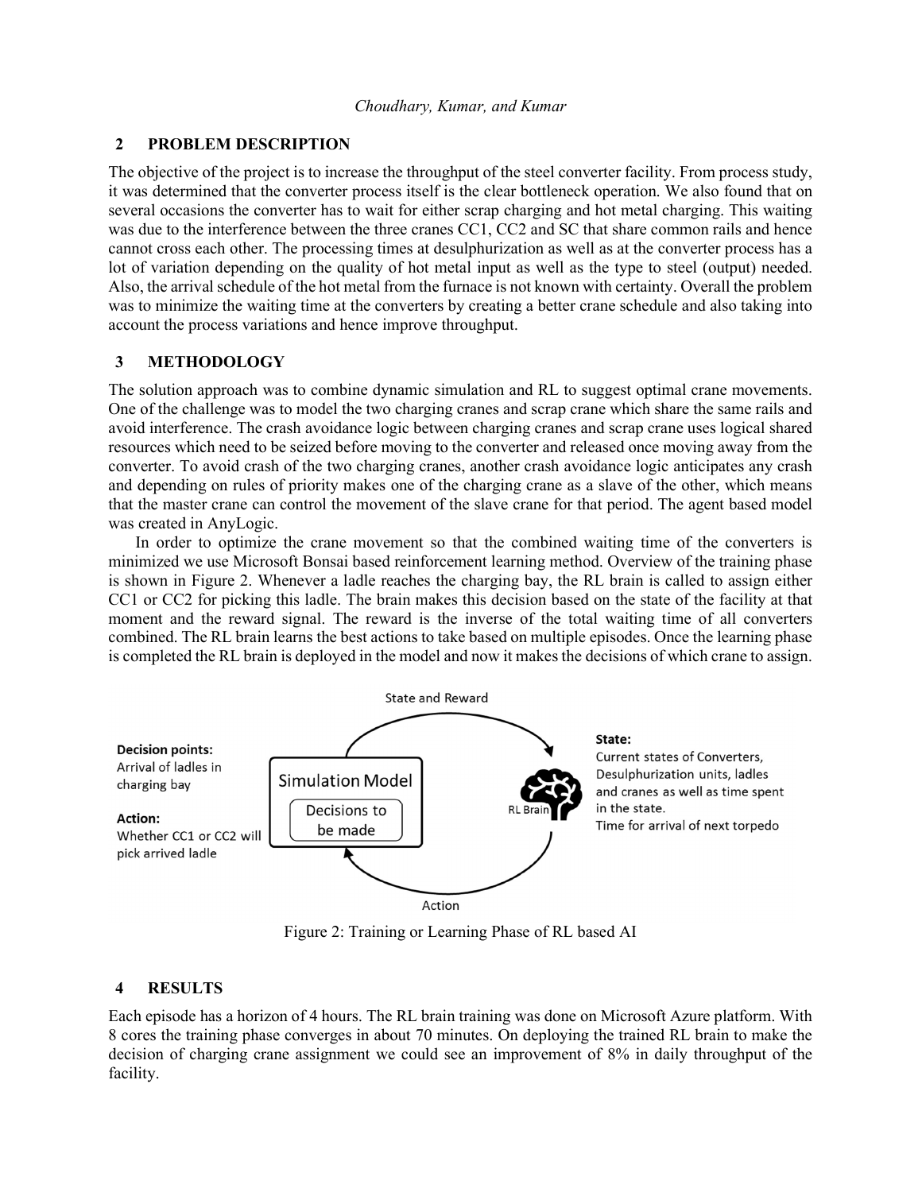## 2 PROBLEM DESCRIPTION

The objective of the project is to increase the throughput of the steel converter facility. From process study, it was determined that the converter process itself is the clear bottleneck operation. We also found that on several occasions the converter has to wait for either scrap charging and hot metal charging. This waiting was due to the interference between the three cranes CC1, CC2 and SC that share common rails and hence cannot cross each other. The processing times at desulphurization as well as at the converter process has a lot of variation depending on the quality of hot metal input as well as the type to steel (output) needed. Also, the arrival schedule of the hot metal from the furnace is not known with certainty. Overall the problem was to minimize the waiting time at the converters by creating a better crane schedule and also taking into account the process variations and hence improve throughput.

## 3 METHODOLOGY

The solution approach was to combine dynamic simulation and RL to suggest optimal crane movements. One of the challenge was to model the two charging cranes and scrap crane which share the same rails and avoid interference. The crash avoidance logic between charging cranes and scrap crane uses logical shared resources which need to be seized before moving to the converter and released once moving away from the converter. To avoid crash of the two charging cranes, another crash avoidance logic anticipates any crash and depending on rules of priority makes one of the charging crane as a slave of the other, which means that the master crane can control the movement of the slave crane for that period. The agent based model was created in AnyLogic.

In order to optimize the crane movement so that the combined waiting time of the converters is minimized we use Microsoft Bonsai based reinforcement learning method. Overview of the training phase is shown in Figure 2. Whenever a ladle reaches the charging bay, the RL brain is called to assign either CC1 or CC2 for picking this ladle. The brain makes this decision based on the state of the facility at that moment and the reward signal. The reward is the inverse of the total waiting time of all converters combined. The RL brain learns the best actions to take based on multiple episodes. Once the learning phase is completed the RL brain is deployed in the model and now it makes the decisions of which crane to assign.

State and Reward

**Decision points:**
Arrival of ladles in charging bay

**Action:**
Whether CC1 or CC2 will pick arrived ladle

Simulation Model

Decisions to be made

RL Brain

**State:**
Current states of Converters, Desulphurization units, ladles and cranes as well as time spent in the state.
Time for arrival of next torpedo

Action

Figure 2: Training or Learning Phase of RL based AI

## 4 RESULTS

Each episode has a horizon of 4 hours. The RL brain training was done on Microsoft Azure platform. With 8 cores the training phase converges in about 70 minutes. On deploying the trained RL brain to make the decision of charging crane assignment we could see an improvement of 8% in daily throughput of the facility.